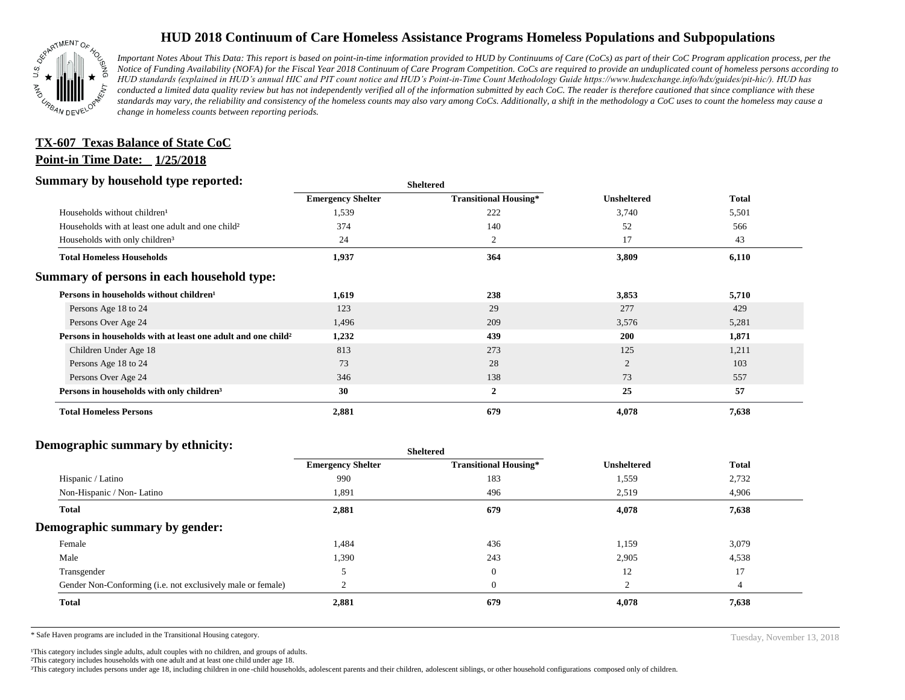# HUD 2018 Continuum of Care Homeless Assistance Programs Homeless Populations and Subpopulations

*Important Notes About This Data: This report is based on point-in-time information provided to HUD by Continuums of Care (CoCs) as part of their CoC Program application process, per the Notice of Funding Availability (NOFA) for the Fiscal Year 2018 Continuum of Care Program Competition. CoCs are required to provide an unduplicated count of homeless persons according to HUD standards (explained in HUD's annual HIC and PIT count notice and HUD's Point-in-Time Count Methodology Guide https://www.hudexchange.info/hdx/guides/pit-hic/). HUD has conducted a limited data quality review but has not independently verified all of the information submitted by each CoC. The reader is therefore cautioned that since compliance with these standards may vary, the reliability and consistency of the homeless counts may also vary among CoCs. Additionally, a shift in the methodology a CoC uses to count the homeless may cause a change in homeless counts between reporting periods.*

**TX-607 Texas Balance of State CoC**

**Point-in Time Date: 1/25/2018**

## Summary by household type reported:

| | Sheltered | | | |
|---|---|---|---|---|
| | Emergency Shelter | Transitional Housing* | Unsheltered | Total |
| Households without children[1] | 1,539 | 222 | 3,740 | 5,501 |
| Households with at least one adult and one child[2] | 374 | 140 | 52 | 566 |
| Households with only children[3] | 24 | 2 | 17 | 43 |
| **Total Homeless Households** | **1,937** | **364** | **3,809** | **6,110** |

## Summary of persons in each household type:

| | Emergency Shelter | Transitional Housing* | Unsheltered | Total |
|---|---|---|---|---|
| **Persons in households without children[1]** | **1,619** | **238** | **3,853** | **5,710** |
| Persons Age 18 to 24 | 123 | 29 | 277 | 429 |
| Persons Over Age 24 | 1,496 | 209 | 3,576 | 5,281 |
| **Persons in households with at least one adult and one child[2]** | **1,232** | **439** | **200** | **1,871** |
| Children Under Age 18 | 813 | 273 | 125 | 1,211 |
| Persons Age 18 to 24 | 73 | 28 | 2 | 103 |
| Persons Over Age 24 | 346 | 138 | 73 | 557 |
| **Persons in households with only children[3]** | **30** | **2** | **25** | **57** |
| **Total Homeless Persons** | **2,881** | **679** | **4,078** | **7,638** |

## Demographic summary by ethnicity:

| | Sheltered | | | |
|---|---|---|---|---|
| | Emergency Shelter | Transitional Housing* | Unsheltered | Total |
| Hispanic / Latino | 990 | 183 | 1,559 | 2,732 |
| Non-Hispanic / Non- Latino | 1,891 | 496 | 2,519 | 4,906 |
| **Total** | **2,881** | **679** | **4,078** | **7,638** |

## Demographic summary by gender:

| | Emergency Shelter | Transitional Housing* | Unsheltered | Total |
|---|---|---|---|---|
| Female | 1,484 | 436 | 1,159 | 3,079 |
| Male | 1,390 | 243 | 2,905 | 4,538 |
| Transgender | 5 | 0 | 12 | 17 |
| Gender Non-Conforming (i.e. not exclusively male or female) | 2 | 0 | 2 | 4 |
| **Total** | **2,881** | **679** | **4,078** | **7,638** |

\* Safe Haven programs are included in the Transitional Housing category.

Tuesday, November 13, 2018

[1]This category includes single adults, adult couples with no children, and groups of adults.
[2]This category includes households with one adult and at least one child under age 18.
[3]This category includes persons under age 18, including children in one-child households, adolescent parents and their children, adolescent siblings, or other household configurations composed only of children.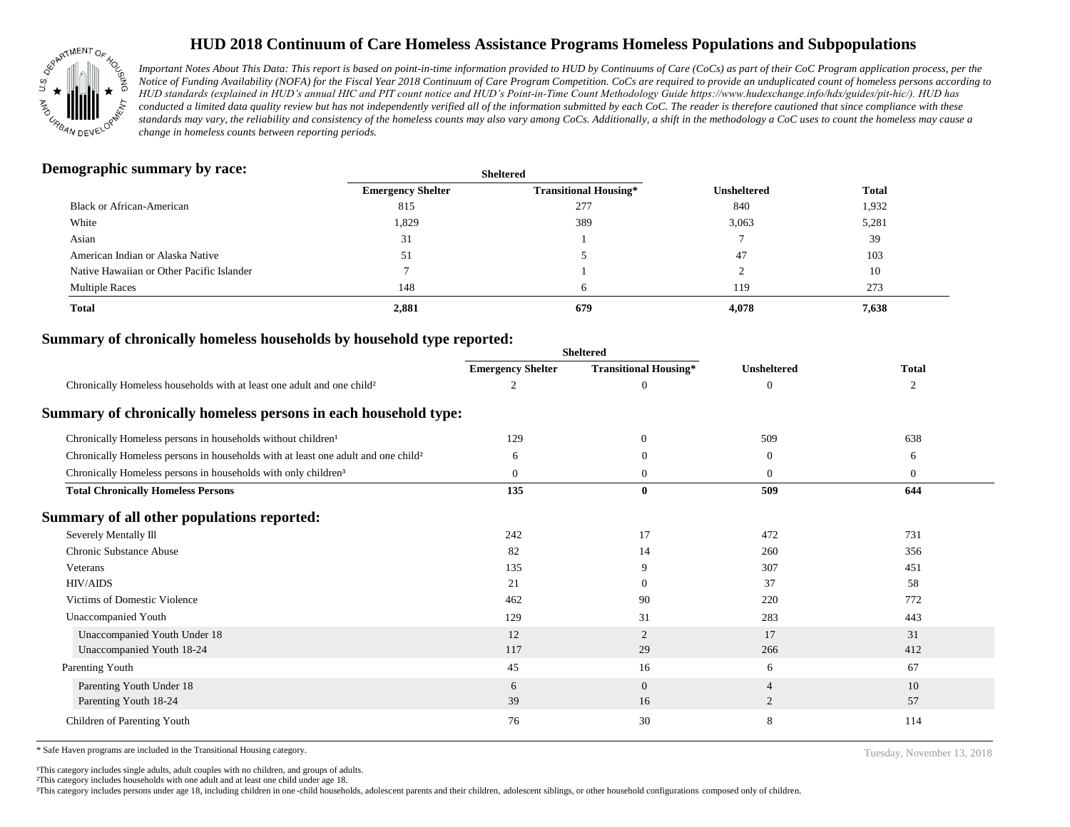# HUD 2018 Continuum of Care Homeless Assistance Programs Homeless Populations and Subpopulations

*Important Notes About This Data: This report is based on point-in-time information provided to HUD by Continuums of Care (CoCs) as part of their CoC Program application process, per the Notice of Funding Availability (NOFA) for the Fiscal Year 2018 Continuum of Care Program Competition. CoCs are required to provide an unduplicated count of homeless persons according to HUD standards (explained in HUD's annual HIC and PIT count notice and HUD's Point-in-Time Count Methodology Guide https://www.hudexchange.info/hdx/guides/pit-hic/). HUD has conducted a limited data quality review but has not independently verified all of the information submitted by each CoC. The reader is therefore cautioned that since compliance with these standards may vary, the reliability and consistency of the homeless counts may also vary among CoCs. Additionally, a shift in the methodology a CoC uses to count the homeless may cause a change in homeless counts between reporting periods.*

## Demographic summary by race:

| | Sheltered | | | |
|---|---|---|---|---|
| | Emergency Shelter | Transitional Housing* | Unsheltered | Total |
| Black or African-American | 815 | 277 | 840 | 1,932 |
| White | 1,829 | 389 | 3,063 | 5,281 |
| Asian | 31 | 1 | 7 | 39 |
| American Indian or Alaska Native | 51 | 5 | 47 | 103 |
| Native Hawaiian or Other Pacific Islander | 7 | 1 | 2 | 10 |
| Multiple Races | 148 | 6 | 119 | 273 |
| **Total** | **2,881** | **679** | **4,078** | **7,638** |

## Summary of chronically homeless households by household type reported:

| | Sheltered | | | |
|---|---|---|---|---|
| | Emergency Shelter | Transitional Housing* | Unsheltered | Total |
| Chronically Homeless households with at least one adult and one child² | 2 | 0 | 0 | 2 |

## Summary of chronically homeless persons in each household type:

| | Emergency Shelter | Transitional Housing* | Unsheltered | Total |
|---|---|---|---|---|
| Chronically Homeless persons in households without children¹ | 129 | 0 | 509 | 638 |
| Chronically Homeless persons in households with at least one adult and one child² | 6 | 0 | 0 | 6 |
| Chronically Homeless persons in households with only children³ | 0 | 0 | 0 | 0 |
| **Total Chronically Homeless Persons** | **135** | **0** | **509** | **644** |

## Summary of all other populations reported:

| | Emergency Shelter | Transitional Housing* | Unsheltered | Total |
|---|---|---|---|---|
| Severely Mentally Ill | 242 | 17 | 472 | 731 |
| Chronic Substance Abuse | 82 | 14 | 260 | 356 |
| Veterans | 135 | 9 | 307 | 451 |
| HIV/AIDS | 21 | 0 | 37 | 58 |
| Victims of Domestic Violence | 462 | 90 | 220 | 772 |
| Unaccompanied Youth | 129 | 31 | 283 | 443 |
| Unaccompanied Youth Under 18 | 12 | 2 | 17 | 31 |
| Unaccompanied Youth 18-24 | 117 | 29 | 266 | 412 |
| Parenting Youth | 45 | 16 | 6 | 67 |
| Parenting Youth Under 18 | 6 | 0 | 4 | 10 |
| Parenting Youth 18-24 | 39 | 16 | 2 | 57 |
| Children of Parenting Youth | 76 | 30 | 8 | 114 |

\* Safe Haven programs are included in the Transitional Housing category.

Tuesday, November 13, 2018

¹This category includes single adults, adult couples with no children, and groups of adults.
²This category includes households with one adult and at least one child under age 18.
³This category includes persons under age 18, including children in one-child households, adolescent parents and their children, adolescent siblings, or other household configurations composed only of children.